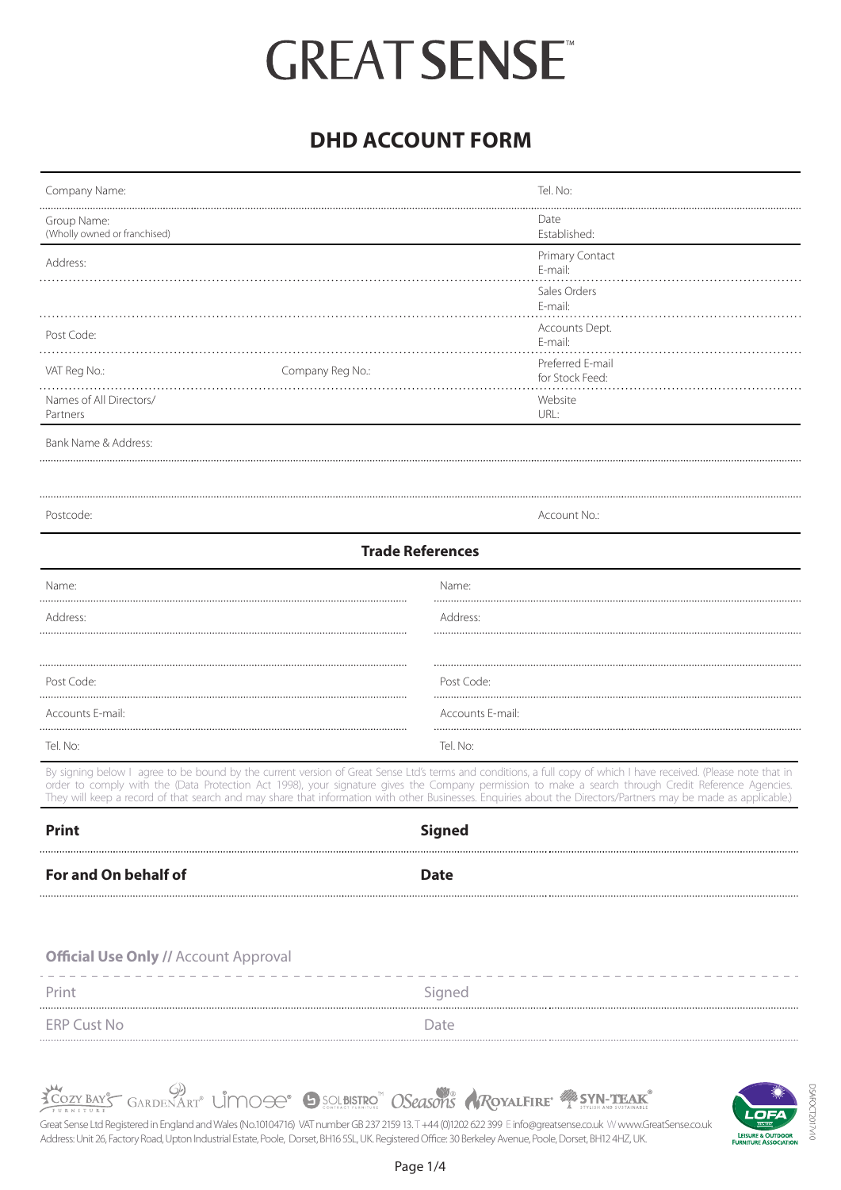# GREAT SENSE™

## DHD ACCOUNT FORM

| | | |
|---|---|---|
| Company Name: | | Tel. No: |
| Group Name: (Wholly owned or franchised) | | Date Established: |
| Address: | | Primary Contact E-mail: |
| | | Sales Orders E-mail: |
| Post Code: | | Accounts Dept. E-mail: |
| VAT Reg No.: | Company Reg No.: | Preferred E-mail for Stock Feed: |
| Names of All Directors/ Partners | | Website URL: |

Bank Name & Address:

Postcode: Account No.:

### Trade References

| | |
|---|---|
| Name: | Name: |
| Address: | Address: |
| | |
| Post Code: | Post Code: |
| Accounts E-mail: | Accounts E-mail: |
| Tel. No: | Tel. No: |

By signing below I agree to be bound by the current version of Great Sense Ltd's terms and conditions, a full copy of which I have received. (Please note that in order to comply with the (Data Protection Act 1998), your signature gives the Company permission to make a search through Credit Reference Agencies. They will keep a record of that search and may share that information with other Businesses. Enquiries about the Directors/Partners may be made as applicable.)

| | |
|---|---|
| **Print** | **Signed** |
| **For and On behalf of** | **Date** |

**Official Use Only //** Account Approval

| | |
|---|---|
| Print | Signed |
| ERP Cust No | Date |

COZY BAY FURNITURE · GARDENART · Limoge · SOLBISTRO · OSeasons · ROYALFIRE · SYN-TEAK

Great Sense Ltd Registered in England and Wales (No.10104716) VAT number GB 237 2159 13. T +44 (0)1202 622 399 E info@greatsense.co.uk W www.GreatSense.co.uk
Address: Unit 26, Factory Road, Upton Industrial Estate, Poole, Dorset, BH16 5SL, UK. Registered Office: 30 Berkeley Avenue, Poole, Dorset, BH12 4HZ, UK.

LOFA Leisure & Outdoor Furniture Association

DSAFOCT2017V10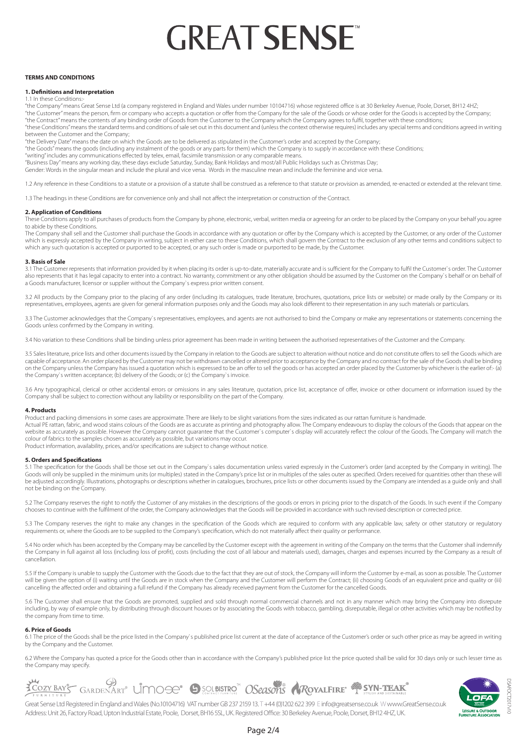# GREAT SENSE™

**TERMS AND CONDITIONS**

**1. Definitions and Interpretation**

1.1 In these Conditions:-

"the Company" means Great Sense Ltd (a company registered in England and Wales under number 10104716) whose registered office is at 30 Berkeley Avenue, Poole, Dorset, BH12 4HZ;

"the Customer" means the person, firm or company who accepts a quotation or offer from the Company for the sale of the Goods or whose order for the Goods is accepted by the Company;

"the Contract" means the contents of any binding order of Goods from the Customer to the Company which the Company agrees to fulfil, together with these conditions;

"these Conditions" means the standard terms and conditions of sale set out in this document and (unless the context otherwise requires) includes any special terms and conditions agreed in writing between the Customer and the Company;

"the Delivery Date" means the date on which the Goods are to be delivered as stipulated in the Customer's order and accepted by the Company;

"the Goods" means the goods (including any instalment of the goods or any parts for them) which the Company is to supply in accordance with these Conditions;

"writing" includes any communications effected by telex, email, facsimile transmission or any comparable means.

"Business Day" means any working day, these days exclude Saturday, Sunday, Bank Holidays and most/all Public Holidays such as Christmas Day;

Gender: Words in the singular mean and include the plural and vice versa. Words in the masculine mean and include the feminine and vice versa.

1.2 Any reference in these Conditions to a statute or a provision of a statute shall be construed as a reference to that statute or provision as amended, re-enacted or extended at the relevant time.

1.3 The headings in these Conditions are for convenience only and shall not affect the interpretation or construction of the Contract.

**2. Application of Conditions**

These Conditions apply to all purchases of products from the Company by phone, electronic, verbal, written media or agreeing for an order to be placed by the Company on your behalf you agree to abide by these Conditions.

The Company shall sell and the Customer shall purchase the Goods in accordance with any quotation or offer by the Company which is accepted by the Customer, or any order of the Customer which is expressly accepted by the Company in writing, subject in either case to these Conditions, which shall govern the Contract to the exclusion of any other terms and conditions subject to which any such quotation is accepted or purported to be accepted, or any such order is made or purported to be made, by the Customer.

**3. Basis of Sale**

3.1 The Customer represents that information provided by it when placing its order is up-to-date, materially accurate and is sufficient for the Company to fulfil the Customer`s order. The Customer also represents that it has legal capacity to enter into a contract. No warranty, commitment or any other obligation should be assumed by the Customer on the Company`s behalf or on behalf of a Goods manufacturer, licensor or supplier without the Company`s express prior written consent.

3.2 All products by the Company prior to the placing of any order (including its catalogues, trade literature, brochures, quotations, price lists or website) or made orally by the Company or its representatives, employees, agents are given for general information purposes only and the Goods may also look different to their representation in any such materials or particulars.

3.3 The Customer acknowledges that the Company`s representatives, employees, and agents are not authorised to bind the Company or make any representations or statements concerning the Goods unless confirmed by the Company in writing.

3.4 No variation to these Conditions shall be binding unless prior agreement has been made in writing between the authorised representatives of the Customer and the Company.

3.5 Sales literature, price lists and other documents issued by the Company in relation to the Goods are subject to alteration without notice and do not constitute offers to sell the Goods which are capable of acceptance. An order placed by the Customer may not be withdrawn cancelled or altered prior to acceptance by the Company and no contract for the sale of the Goods shall be binding on the Company unless the Company has issued a quotation which is expressed to be an offer to sell the goods or has accepted an order placed by the Customer by whichever is the earlier of:- (a) the Company`s written acceptance; (b) delivery of the Goods; or (c) the Company`s invoice.

3.6 Any typographical, clerical or other accidental errors or omissions in any sales literature, quotation, price list, acceptance of offer, invoice or other document or information issued by the Company shall be subject to correction without any liability or responsibility on the part of the Company.

**4. Products**

Product and packing dimensions in some cases are approximate. There are likely to be slight variations from the sizes indicated as our rattan furniture is handmade.

Actual PE rattan, fabric, and wood stains colours of the Goods are as accurate as printing and photography allow. The Company endeavours to display the colours of the Goods that appear on the website as accurately as possible. However the Company cannot guarantee that the Customer`s computer`s display will accurately reflect the colour of the Goods. The Company will match the colour of fabrics to the samples chosen as accurately as possible, but variations may occur.

Product information, availability, prices, and/or specifications are subject to change without notice.

**5. Orders and Specifications**

5.1 The specification for the Goods shall be those set out in the Company`s sales documentation unless varied expressly in the Customer's order (and accepted by the Company in writing). The Goods will only be supplied in the minimum units (or multiples) stated in the Company's price list or in multiples of the sales outer as specified. Orders received for quantities other than these will be adjusted accordingly. Illustrations, photographs or descriptions whether in catalogues, brochures, price lists or other documents issued by the Company are intended as a guide only and shall not be binding on the Company.

5.2 The Company reserves the right to notify the Customer of any mistakes in the descriptions of the goods or errors in pricing prior to the dispatch of the Goods. In such event if the Company chooses to continue with the fulfilment of the order, the Company acknowledges that the Goods will be provided in accordance with such revised description or corrected price.

5.3 The Company reserves the right to make any changes in the specification of the Goods which are required to conform with any applicable law, safety or other statutory or regulatory requirements or, where the Goods are to be supplied to the Company's specification, which do not materially affect their quality or performance.

5.4 No order which has been accepted by the Company may be cancelled by the Customer except with the agreement in writing of the Company on the terms that the Customer shall indemnify the Company in full against all loss (including loss of profit), costs (including the cost of all labour and materials used), damages, charges and expenses incurred by the Company as a result of cancellation.

5.5 If the Company is unable to supply the Customer with the Goods due to the fact that they are out of stock, the Company will inform the Customer by e-mail, as soon as possible. The Customer will be given the option of (i) waiting until the Goods are in stock when the Company and the Customer will perform the Contract; (ii) choosing Goods of an equivalent price and quality or (iii) cancelling the affected order and obtaining a full refund if the Company has already received payment from the Customer for the cancelled Goods.

5.6 The Customer shall ensure that the Goods are promoted, supplied and sold through normal commercial channels and not in any manner which may bring the Company into disrepute including, by way of example only, by distributing through discount houses or by associating the Goods with tobacco, gambling, disreputable, illegal or other activities which may be notified by the company from time to time.

**6. Price of Goods**

6.1 The price of the Goods shall be the price listed in the Company`s published price list current at the date of acceptance of the Customer's order or such other price as may be agreed in writing by the Company and the Customer.

6.2 Where the Company has quoted a price for the Goods other than in accordance with the Company's published price list the price quoted shall be valid for 30 days only or such lesser time as the Company may specify.

Great Sense Ltd Registered in England and Wales (No.10104716) VAT number GB 237 2159 13. T +44 (0)1202 622 399 E info@greatsense.co.uk W www.GreatSense.co.uk
Address: Unit 26, Factory Road, Upton Industrial Estate, Poole, Dorset, BH16 5SL, UK. Registered Office: 30 Berkeley Avenue, Poole, Dorset, BH12 4HZ, UK.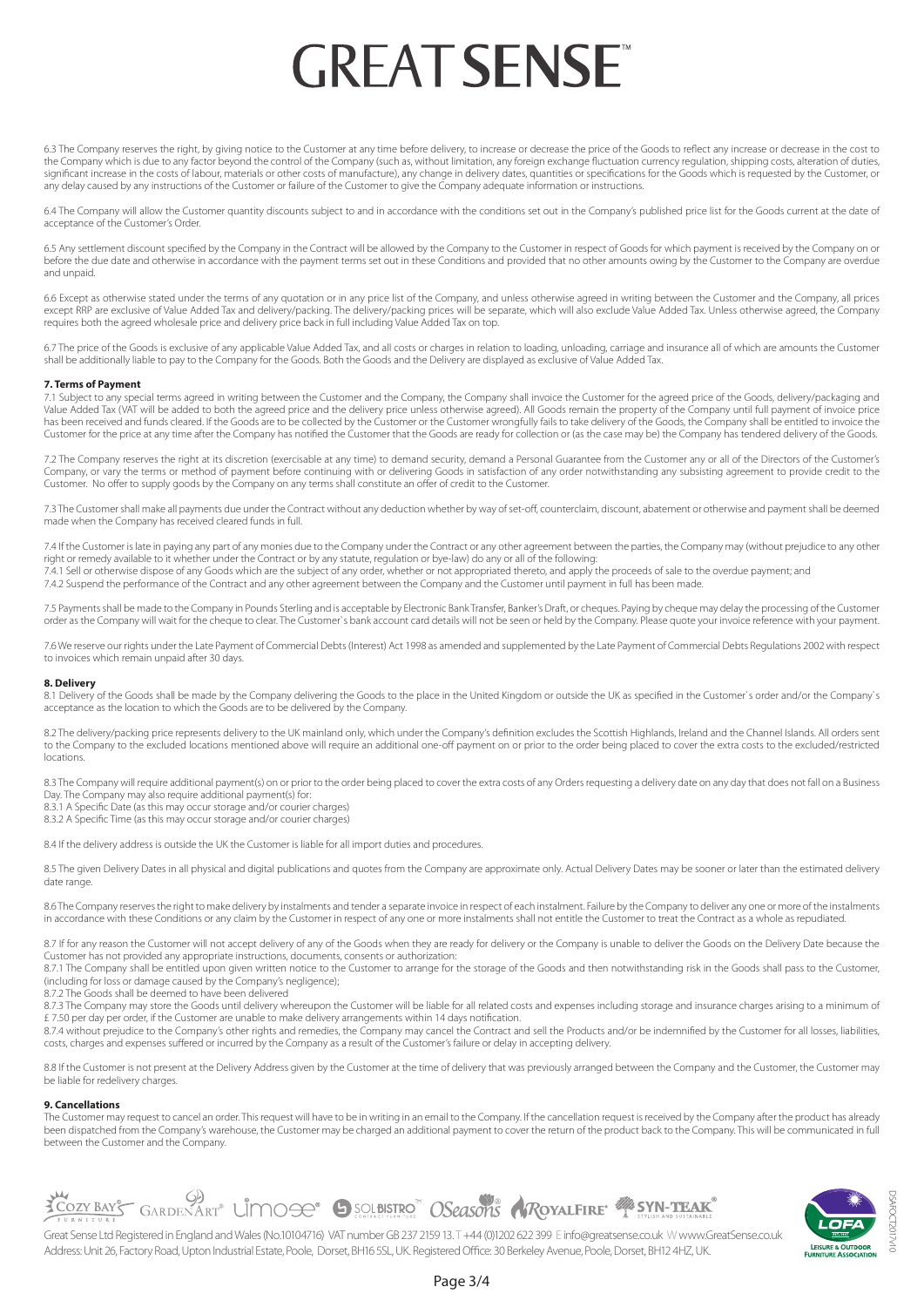6.3 The Company reserves the right, by giving notice to the Customer at any time before delivery, to increase or decrease the price of the Goods to reflect any increase or decrease in the cost to the Company which is due to any factor beyond the control of the Company (such as, without limitation, any foreign exchange fluctuation currency regulation, shipping costs, alteration of duties, significant increase in the costs of labour, materials or other costs of manufacture), any change in delivery dates, quantities or specifications for the Goods which is requested by the Customer, or any delay caused by any instructions of the Customer or failure of the Customer to give the Company adequate information or instructions.

6.4 The Company will allow the Customer quantity discounts subject to and in accordance with the conditions set out in the Company's published price list for the Goods current at the date of acceptance of the Customer's Order.

6.5 Any settlement discount specified by the Company in the Contract will be allowed by the Company to the Customer in respect of Goods for which payment is received by the Company on or before the due date and otherwise in accordance with the payment terms set out in these Conditions and provided that no other amounts owing by the Customer to the Company are overdue and unpaid.

6.6 Except as otherwise stated under the terms of any quotation or in any price list of the Company, and unless otherwise agreed in writing between the Customer and the Company, all prices except RRP are exclusive of Value Added Tax and delivery/packing. The delivery/packing prices will be separate, which will also exclude Value Added Tax. Unless otherwise agreed, the Company requires both the agreed wholesale price and delivery price back in full including Value Added Tax on top.

6.7 The price of the Goods is exclusive of any applicable Value Added Tax, and all costs or charges in relation to loading, unloading, carriage and insurance all of which are amounts the Customer shall be additionally liable to pay to the Company for the Goods. Both the Goods and the Delivery are displayed as exclusive of Value Added Tax.

**7. Terms of Payment**

7.1 Subject to any special terms agreed in writing between the Customer and the Company, the Company shall invoice the Customer for the agreed price of the Goods, delivery/packaging and Value Added Tax (VAT will be added to both the agreed price and the delivery price unless otherwise agreed). All Goods remain the property of the Company until full payment of invoice price has been received and funds cleared. If the Goods are to be collected by the Customer or the Customer wrongfully fails to take delivery of the Goods, the Company shall be entitled to invoice the Customer for the price at any time after the Company has notified the Customer that the Goods are ready for collection or (as the case may be) the Company has tendered delivery of the Goods.

7.2 The Company reserves the right at its discretion (exercisable at any time) to demand security, demand a Personal Guarantee from the Customer any or all of the Directors of the Customer's Company, or vary the terms or method of payment before continuing with or delivering Goods in satisfaction of any order notwithstanding any subsisting agreement to provide credit to the Customer. No offer to supply goods by the Company on any terms shall constitute an offer of credit to the Customer.

7.3 The Customer shall make all payments due under the Contract without any deduction whether by way of set-off, counterclaim, discount, abatement or otherwise and payment shall be deemed made when the Company has received cleared funds in full.

7.4 If the Customer is late in paying any part of any monies due to the Company under the Contract or any other agreement between the parties, the Company may (without prejudice to any other right or remedy available to it whether under the Contract or by any statute, regulation or bye-law) do any or all of the following:

7.4.1 Sell or otherwise dispose of any Goods which are the subject of any order, whether or not appropriated thereto, and apply the proceeds of sale to the overdue payment; and

7.4.2 Suspend the performance of the Contract and any other agreement between the Company and the Customer until payment in full has been made.

7.5 Payments shall be made to the Company in Pounds Sterling and is acceptable by Electronic Bank Transfer, Banker's Draft, or cheques. Paying by cheque may delay the processing of the Customer order as the Company will wait for the cheque to clear. The Customer`s bank account card details will not be seen or held by the Company. Please quote your invoice reference with your payment.

7.6 We reserve our rights under the Late Payment of Commercial Debts (Interest) Act 1998 as amended and supplemented by the Late Payment of Commercial Debts Regulations 2002 with respect to invoices which remain unpaid after 30 days.

**8. Delivery**

8.1 Delivery of the Goods shall be made by the Company delivering the Goods to the place in the United Kingdom or outside the UK as specified in the Customer`s order and/or the Company`s acceptance as the location to which the Goods are to be delivered by the Company.

8.2 The delivery/packing price represents delivery to the UK mainland only, which under the Company's definition excludes the Scottish Highlands, Ireland and the Channel Islands. All orders sent to the Company to the excluded locations mentioned above will require an additional one-off payment on or prior to the order being placed to cover the extra costs to the excluded/restricted locations.

8.3 The Company will require additional payment(s) on or prior to the order being placed to cover the extra costs of any Orders requesting a delivery date on any day that does not fall on a Business Day. The Company may also require additional payment(s) for:

8.3.1 A Specific Date (as this may occur storage and/or courier charges)

8.3.2 A Specific Time (as this may occur storage and/or courier charges)

8.4 If the delivery address is outside the UK the Customer is liable for all import duties and procedures.

8.5 The given Delivery Dates in all physical and digital publications and quotes from the Company are approximate only. Actual Delivery Dates may be sooner or later than the estimated delivery date range.

8.6 The Company reserves the right to make delivery by instalments and tender a separate invoice in respect of each instalment. Failure by the Company to deliver any one or more of the instalments in accordance with these Conditions or any claim by the Customer in respect of any one or more instalments shall not entitle the Customer to treat the Contract as a whole as repudiated.

8.7 If for any reason the Customer will not accept delivery of any of the Goods when they are ready for delivery or the Company is unable to deliver the Goods on the Delivery Date because the Customer has not provided any appropriate instructions, documents, consents or authorization:

8.7.1 The Company shall be entitled upon given written notice to the Customer to arrange for the storage of the Goods and then notwithstanding risk in the Goods shall pass to the Customer, (including for loss or damage caused by the Company's negligence);

8.7.2 The Goods shall be deemed to have been delivered

8.7.3 The Company may store the Goods until delivery whereupon the Customer will be liable for all related costs and expenses including storage and insurance charges arising to a minimum of £ 7.50 per day per order, if the Customer are unable to make delivery arrangements within 14 days notification.

8.7.4 without prejudice to the Company's other rights and remedies, the Company may cancel the Contract and sell the Products and/or be indemnified by the Customer for all losses, liabilities, costs, charges and expenses suffered or incurred by the Company as a result of the Customer's failure or delay in accepting delivery.

8.8 If the Customer is not present at the Delivery Address given by the Customer at the time of delivery that was previously arranged between the Company and the Customer, the Customer may be liable for redelivery charges.

**9. Cancellations**

The Customer may request to cancel an order. This request will have to be in writing in an email to the Company. If the cancellation request is received by the Company after the product has already been dispatched from the Company's warehouse, the Customer may be charged an additional payment to cover the return of the product back to the Company. This will be communicated in full between the Customer and the Company.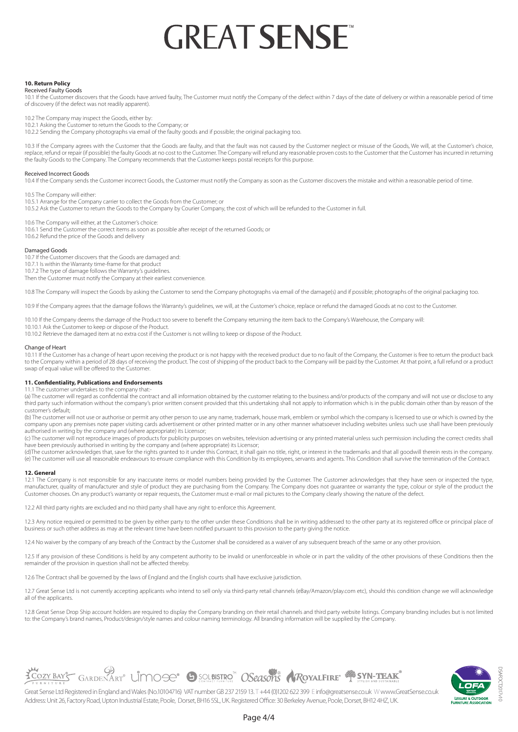# GREAT SENSE™

### 10. Return Policy

Received Faulty Goods

10.1 If the Customer discovers that the Goods have arrived faulty, The Customer must notify the Company of the defect within 7 days of the date of delivery or within a reasonable period of time of discovery (if the defect was not readily apparent).

10.2 The Company may inspect the Goods, either by:
10.2.1 Asking the Customer to return the Goods to the Company; or
10.2.2 Sending the Company photographs via email of the faulty goods and if possible; the original packaging too.

10.3 If the Company agrees with the Customer that the Goods are faulty, and that the fault was not caused by the Customer neglect or misuse of the Goods, We will, at the Customer's choice, replace, refund or repair (if possible) the faulty Goods at no cost to the Customer. The Company will refund any reasonable proven costs to the Customer that the Customer has incurred in returning the faulty Goods to the Company. The Company recommends that the Customer keeps postal receipts for this purpose.

Received Incorrect Goods

10.4 If the Company sends the Customer incorrect Goods, the Customer must notify the Company as soon as the Customer discovers the mistake and within a reasonable period of time.

10.5 The Company will either:
10.5.1 Arrange for the Company carrier to collect the Goods from the Customer; or
10.5.2 Ask the Customer to return the Goods to the Company by Courier Company, the cost of which will be refunded to the Customer in full.

10.6 The Company will either, at the Customer's choice:
10.6.1 Send the Customer the correct items as soon as possible after receipt of the returned Goods; or
10.6.2 Refund the price of the Goods and delivery

Damaged Goods

10.7 If the Customer discovers that the Goods are damaged and:
10.7.1 Is within the Warranty time-frame for that product
10.7.2 The type of damage follows the Warranty's guidelines.
Then the Customer must notify the Company at their earliest convenience.

10.8 The Company will inspect the Goods by asking the Customer to send the Company photographs via email of the damage(s) and if possible; photographs of the original packaging too.

10.9 If the Company agrees that the damage follows the Warranty's guidelines, we will, at the Customer's choice, replace or refund the damaged Goods at no cost to the Customer.

10.10 If the Company deems the damage of the Product too severe to benefit the Company returning the item back to the Company's Warehouse, the Company will:
10.10.1 Ask the Customer to keep or dispose of the Product.
10.10.2 Retrieve the damaged item at no extra cost if the Customer is not willing to keep or dispose of the Product.

Change of Heart

10.11 If the Customer has a change of heart upon receiving the product or is not happy with the received product due to no fault of the Company, the Customer is free to return the product back to the Company within a period of 28 days of receiving the product. The cost of shipping of the product back to the Company will be paid by the Customer. At that point, a full refund or a product swap of equal value will be offered to the Customer.

### 11. Confidentiality, Publications and Endorsements

11.1 The customer undertakes to the company that:-

(a) The customer will regard as confidential the contract and all information obtained by the customer relating to the business and/or products of the company and will not use or disclose to any third party such information without the company's prior written consent provided that this undertaking shall not apply to information which is in the public domain other than by reason of the customer's default;

(b) The customer will not use or authorise or permit any other person to use any name, trademark, house mark, emblem or symbol which the company is licensed to use or which is owned by the company upon any premises note paper visiting cards advertisement or other printed matter or in any other manner whatsoever including websites unless such use shall have been previously authorised in writing by the company and (where appropriate) its Licensor;

(c) The customer will not reproduce images of products for publicity purposes on websites, television advertising or any printed material unless such permission including the correct credits shall have been previously authorised in writing by the company and (where appropriate) its Licensor;

(d)The customer acknowledges that, save for the rights granted to it under this Contract, it shall gain no title, right, or interest in the trademarks and that all goodwill therein rests in the company.

(e) The customer will use all reasonable endeavours to ensure compliance with this Condition by its employees, servants and agents. This Condition shall survive the termination of the Contract.

### 12. General

12.1 The Company is not responsible for any inaccurate items or model numbers being provided by the Customer. The Customer acknowledges that they have seen or inspected the type, manufacturer, quality of manufacturer and style of product they are purchasing from the Company. The Company does not guarantee or warranty the type, colour or style of the product the Customer chooses. On any product's warranty or repair requests, the Customer must e-mail or mail pictures to the Company clearly showing the nature of the defect.

12.2 All third party rights are excluded and no third party shall have any right to enforce this Agreement.

12.3 Any notice required or permitted to be given by either party to the other under these Conditions shall be in writing addressed to the other party at its registered office or principal place of business or such other address as may at the relevant time have been notified pursuant to this provision to the party giving the notice.

12.4 No waiver by the company of any breach of the Contract by the Customer shall be considered as a waiver of any subsequent breach of the same or any other provision.

12.5 If any provision of these Conditions is held by any competent authority to be invalid or unenforceable in whole or in part the validity of the other provisions of these Conditions then the remainder of the provision in question shall not be affected thereby.

12.6 The Contract shall be governed by the laws of England and the English courts shall have exclusive jurisdiction.

12.7 Great Sense Ltd is not currently accepting applicants who intend to sell only via third-party retail channels (eBay/Amazon/play.com etc), should this condition change we will acknowledge all of the applicants.

12.8 Great Sense Drop Ship account holders are required to display the Company branding on their retail channels and third party website listings. Company branding includes but is not limited to: the Company's brand names, Product/design/style names and colour naming terminology. All branding information will be supplied by the Company.

COZY BAY® FURNITURE · GARDENART® · limoge® · SOLBISTRO™ CONTRACT FURNITURE · OSeasons® · ROYALFIRE® · SYN-TEAK® STYLISH AND SUSTAINABLE

Great Sense Ltd Registered in England and Wales (No.10104716) VAT number GB 237 2159 13. T +44 (0)1202 622 399 E info@greatsense.co.uk W www.GreatSense.co.uk
Address: Unit 26, Factory Road, Upton Industrial Estate, Poole, Dorset, BH16 5SL, UK. Registered Office: 30 Berkeley Avenue, Poole, Dorset, BH12 4HZ, UK.

LOFA Leisure & Outdoor Furniture Association

DSAFOCT2017v10